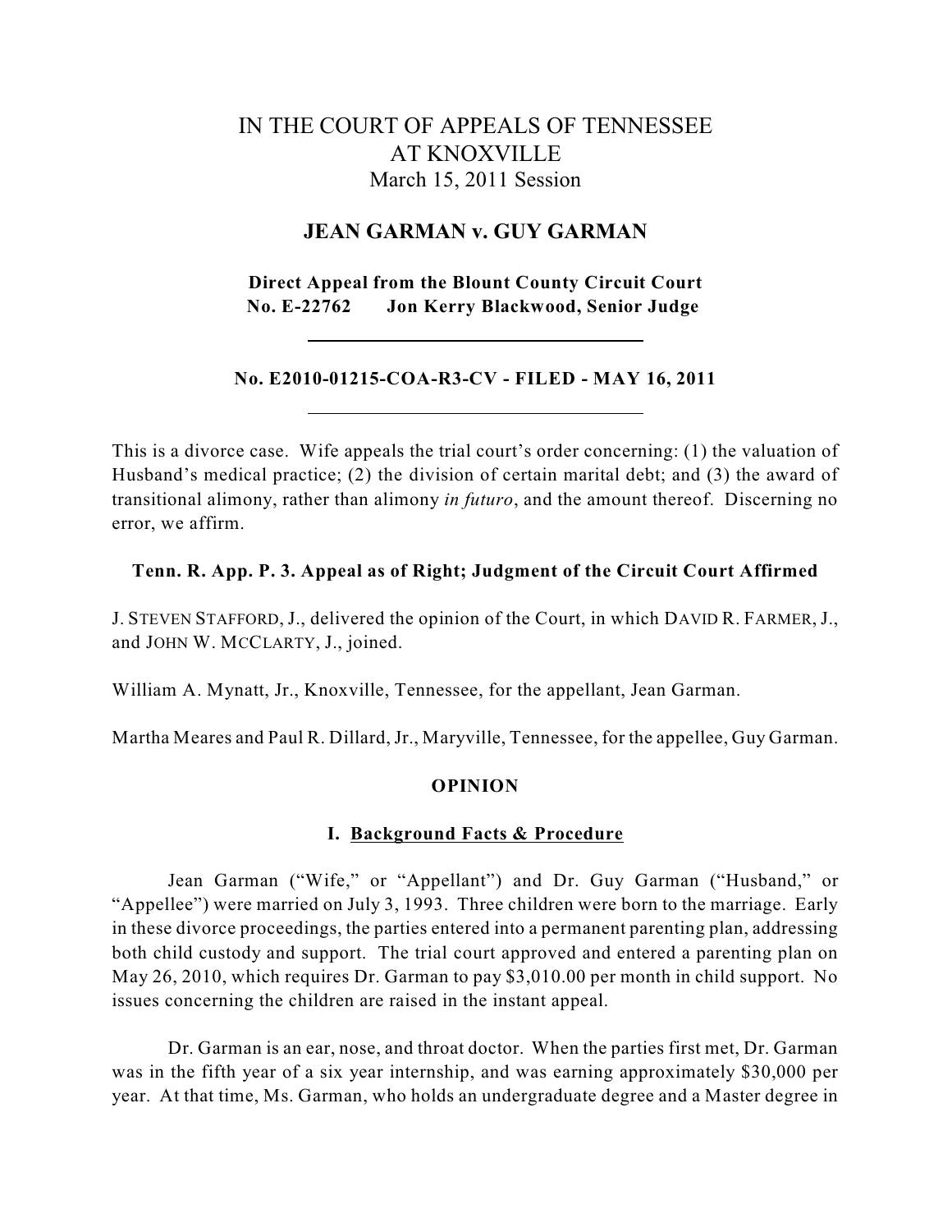# IN THE COURT OF APPEALS OF TENNESSEE AT KNOXVILLE

March 15, 2011 Session

## JEAN GARMAN v. GUY GARMAN

**Direct Appeal from the Blount County Circuit Court**
**No. E-22762 Jon Kerry Blackwood, Senior Judge**

---

**No. E2010-01215-COA-R3-CV - FILED - MAY 16, 2011**

---

This is a divorce case. Wife appeals the trial court's order concerning: (1) the valuation of Husband's medical practice; (2) the division of certain marital debt; and (3) the award of transitional alimony, rather than alimony *in futuro*, and the amount thereof. Discerning no error, we affirm.

**Tenn. R. App. P. 3. Appeal as of Right; Judgment of the Circuit Court Affirmed**

J. STEVEN STAFFORD, J., delivered the opinion of the Court, in which DAVID R. FARMER, J., and JOHN W. MCCLARTY, J., joined.

William A. Mynatt, Jr., Knoxville, Tennessee, for the appellant, Jean Garman.

Martha Meares and Paul R. Dillard, Jr., Maryville, Tennessee, for the appellee, Guy Garman.

## OPINION

### I. Background Facts & Procedure

Jean Garman ("Wife," or "Appellant") and Dr. Guy Garman ("Husband," or "Appellee") were married on July 3, 1993. Three children were born to the marriage. Early in these divorce proceedings, the parties entered into a permanent parenting plan, addressing both child custody and support. The trial court approved and entered a parenting plan on May 26, 2010, which requires Dr. Garman to pay $3,010.00 per month in child support. No issues concerning the children are raised in the instant appeal.

Dr. Garman is an ear, nose, and throat doctor. When the parties first met, Dr. Garman was in the fifth year of a six year internship, and was earning approximately $30,000 per year. At that time, Ms. Garman, who holds an undergraduate degree and a Master degree in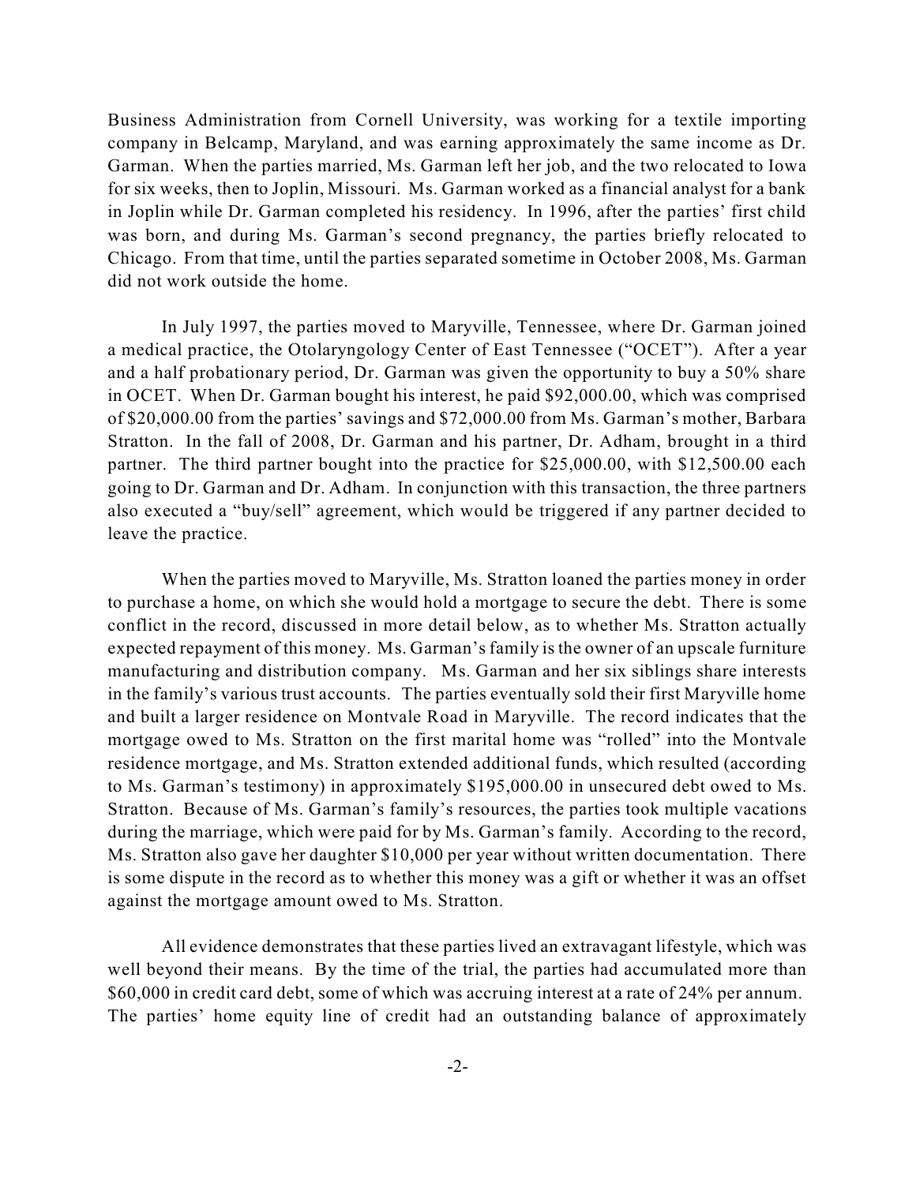Business Administration from Cornell University, was working for a textile importing company in Belcamp, Maryland, and was earning approximately the same income as Dr. Garman. When the parties married, Ms. Garman left her job, and the two relocated to Iowa for six weeks, then to Joplin, Missouri. Ms. Garman worked as a financial analyst for a bank in Joplin while Dr. Garman completed his residency. In 1996, after the parties' first child was born, and during Ms. Garman's second pregnancy, the parties briefly relocated to Chicago. From that time, until the parties separated sometime in October 2008, Ms. Garman did not work outside the home.

In July 1997, the parties moved to Maryville, Tennessee, where Dr. Garman joined a medical practice, the Otolaryngology Center of East Tennessee ("OCET"). After a year and a half probationary period, Dr. Garman was given the opportunity to buy a 50% share in OCET. When Dr. Garman bought his interest, he paid $92,000.00, which was comprised of $20,000.00 from the parties' savings and $72,000.00 from Ms. Garman's mother, Barbara Stratton. In the fall of 2008, Dr. Garman and his partner, Dr. Adham, brought in a third partner. The third partner bought into the practice for $25,000.00, with $12,500.00 each going to Dr. Garman and Dr. Adham. In conjunction with this transaction, the three partners also executed a "buy/sell" agreement, which would be triggered if any partner decided to leave the practice.

When the parties moved to Maryville, Ms. Stratton loaned the parties money in order to purchase a home, on which she would hold a mortgage to secure the debt. There is some conflict in the record, discussed in more detail below, as to whether Ms. Stratton actually expected repayment of this money. Ms. Garman's family is the owner of an upscale furniture manufacturing and distribution company. Ms. Garman and her six siblings share interests in the family's various trust accounts. The parties eventually sold their first Maryville home and built a larger residence on Montvale Road in Maryville. The record indicates that the mortgage owed to Ms. Stratton on the first marital home was "rolled" into the Montvale residence mortgage, and Ms. Stratton extended additional funds, which resulted (according to Ms. Garman's testimony) in approximately $195,000.00 in unsecured debt owed to Ms. Stratton. Because of Ms. Garman's family's resources, the parties took multiple vacations during the marriage, which were paid for by Ms. Garman's family. According to the record, Ms. Stratton also gave her daughter $10,000 per year without written documentation. There is some dispute in the record as to whether this money was a gift or whether it was an offset against the mortgage amount owed to Ms. Stratton.

All evidence demonstrates that these parties lived an extravagant lifestyle, which was well beyond their means. By the time of the trial, the parties had accumulated more than $60,000 in credit card debt, some of which was accruing interest at a rate of 24% per annum. The parties' home equity line of credit had an outstanding balance of approximately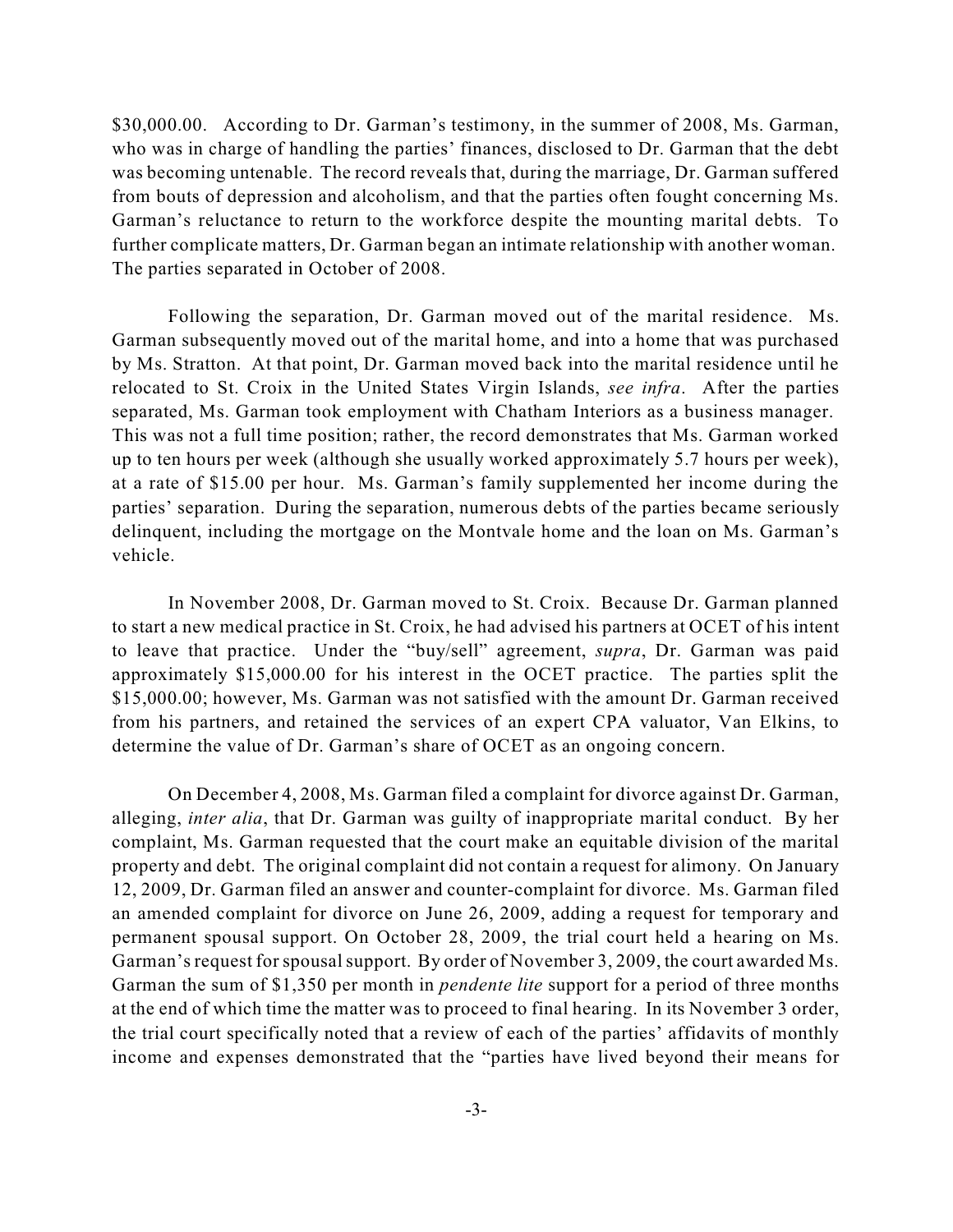$30,000.00. According to Dr. Garman's testimony, in the summer of 2008, Ms. Garman, who was in charge of handling the parties' finances, disclosed to Dr. Garman that the debt was becoming untenable. The record reveals that, during the marriage, Dr. Garman suffered from bouts of depression and alcoholism, and that the parties often fought concerning Ms. Garman's reluctance to return to the workforce despite the mounting marital debts. To further complicate matters, Dr. Garman began an intimate relationship with another woman. The parties separated in October of 2008.

Following the separation, Dr. Garman moved out of the marital residence. Ms. Garman subsequently moved out of the marital home, and into a home that was purchased by Ms. Stratton. At that point, Dr. Garman moved back into the marital residence until he relocated to St. Croix in the United States Virgin Islands, *see infra*. After the parties separated, Ms. Garman took employment with Chatham Interiors as a business manager. This was not a full time position; rather, the record demonstrates that Ms. Garman worked up to ten hours per week (although she usually worked approximately 5.7 hours per week), at a rate of $15.00 per hour. Ms. Garman's family supplemented her income during the parties' separation. During the separation, numerous debts of the parties became seriously delinquent, including the mortgage on the Montvale home and the loan on Ms. Garman's vehicle.

In November 2008, Dr. Garman moved to St. Croix. Because Dr. Garman planned to start a new medical practice in St. Croix, he had advised his partners at OCET of his intent to leave that practice. Under the "buy/sell" agreement, *supra*, Dr. Garman was paid approximately $15,000.00 for his interest in the OCET practice. The parties split the $15,000.00; however, Ms. Garman was not satisfied with the amount Dr. Garman received from his partners, and retained the services of an expert CPA valuator, Van Elkins, to determine the value of Dr. Garman's share of OCET as an ongoing concern.

On December 4, 2008, Ms. Garman filed a complaint for divorce against Dr. Garman, alleging, *inter alia*, that Dr. Garman was guilty of inappropriate marital conduct. By her complaint, Ms. Garman requested that the court make an equitable division of the marital property and debt. The original complaint did not contain a request for alimony. On January 12, 2009, Dr. Garman filed an answer and counter-complaint for divorce. Ms. Garman filed an amended complaint for divorce on June 26, 2009, adding a request for temporary and permanent spousal support. On October 28, 2009, the trial court held a hearing on Ms. Garman's request for spousal support. By order of November 3, 2009, the court awarded Ms. Garman the sum of $1,350 per month in *pendente lite* support for a period of three months at the end of which time the matter was to proceed to final hearing. In its November 3 order, the trial court specifically noted that a review of each of the parties' affidavits of monthly income and expenses demonstrated that the "parties have lived beyond their means for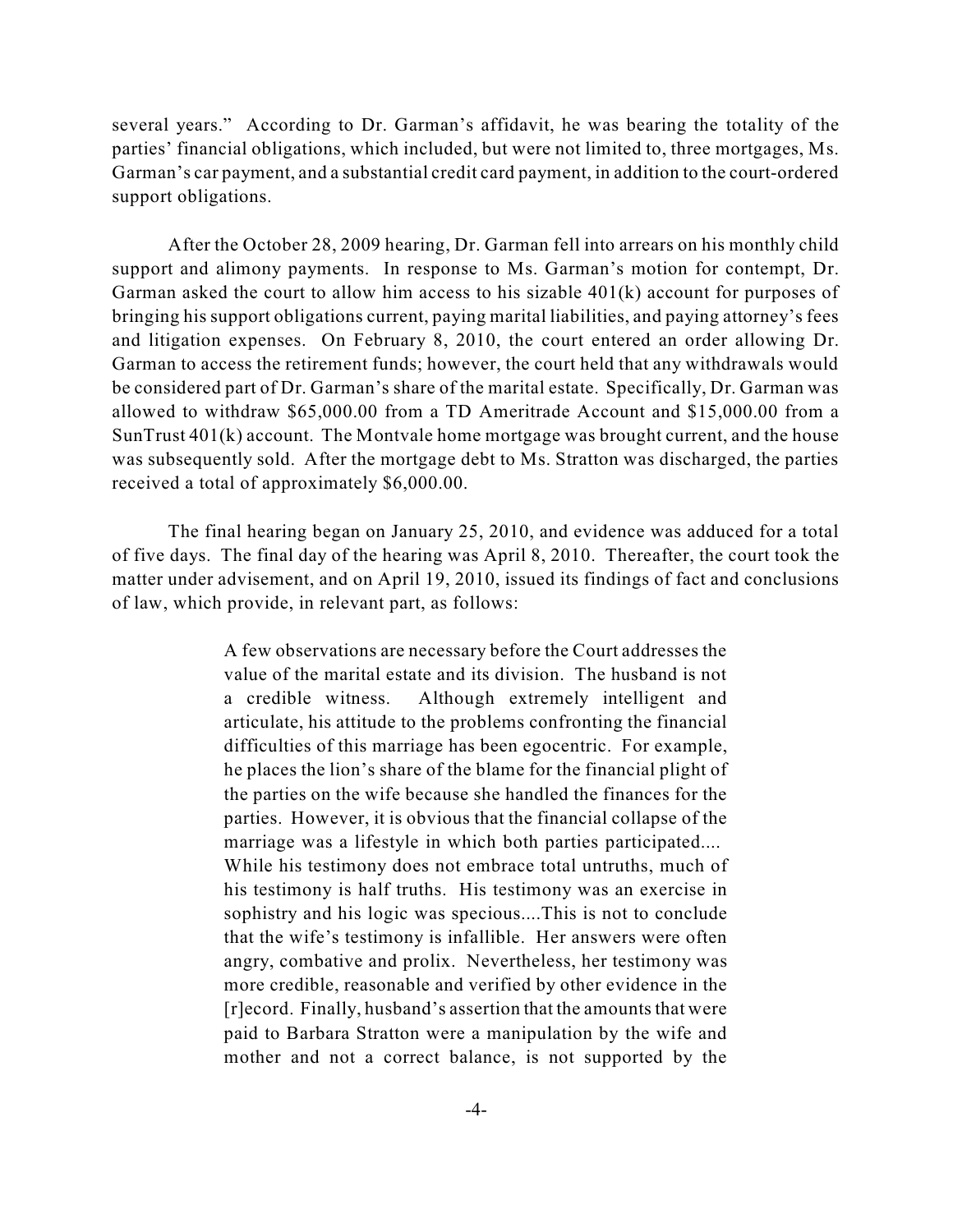several years." According to Dr. Garman's affidavit, he was bearing the totality of the parties' financial obligations, which included, but were not limited to, three mortgages, Ms. Garman's car payment, and a substantial credit card payment, in addition to the court-ordered support obligations.

After the October 28, 2009 hearing, Dr. Garman fell into arrears on his monthly child support and alimony payments. In response to Ms. Garman's motion for contempt, Dr. Garman asked the court to allow him access to his sizable 401(k) account for purposes of bringing his support obligations current, paying marital liabilities, and paying attorney's fees and litigation expenses. On February 8, 2010, the court entered an order allowing Dr. Garman to access the retirement funds; however, the court held that any withdrawals would be considered part of Dr. Garman's share of the marital estate. Specifically, Dr. Garman was allowed to withdraw $65,000.00 from a TD Ameritrade Account and $15,000.00 from a SunTrust 401(k) account. The Montvale home mortgage was brought current, and the house was subsequently sold. After the mortgage debt to Ms. Stratton was discharged, the parties received a total of approximately $6,000.00.

The final hearing began on January 25, 2010, and evidence was adduced for a total of five days. The final day of the hearing was April 8, 2010. Thereafter, the court took the matter under advisement, and on April 19, 2010, issued its findings of fact and conclusions of law, which provide, in relevant part, as follows:

> A few observations are necessary before the Court addresses the value of the marital estate and its division. The husband is not a credible witness. Although extremely intelligent and articulate, his attitude to the problems confronting the financial difficulties of this marriage has been egocentric. For example, he places the lion's share of the blame for the financial plight of the parties on the wife because she handled the finances for the parties. However, it is obvious that the financial collapse of the marriage was a lifestyle in which both parties participated.... While his testimony does not embrace total untruths, much of his testimony is half truths. His testimony was an exercise in sophistry and his logic was specious....This is not to conclude that the wife's testimony is infallible. Her answers were often angry, combative and prolix. Nevertheless, her testimony was more credible, reasonable and verified by other evidence in the [r]ecord. Finally, husband's assertion that the amounts that were paid to Barbara Stratton were a manipulation by the wife and mother and not a correct balance, is not supported by the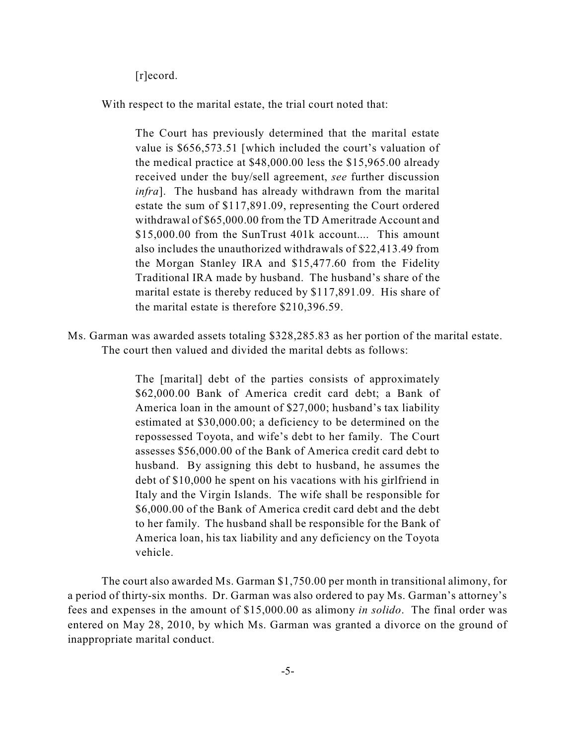[r]ecord.

With respect to the marital estate, the trial court noted that:

> The Court has previously determined that the marital estate value is $656,573.51 [which included the court's valuation of the medical practice at $48,000.00 less the $15,965.00 already received under the buy/sell agreement, *see* further discussion *infra*]. The husband has already withdrawn from the marital estate the sum of $117,891.09, representing the Court ordered withdrawal of $65,000.00 from the TD Ameritrade Account and $15,000.00 from the SunTrust 401k account.... This amount also includes the unauthorized withdrawals of $22,413.49 from the Morgan Stanley IRA and $15,477.60 from the Fidelity Traditional IRA made by husband. The husband's share of the marital estate is thereby reduced by $117,891.09. His share of the marital estate is therefore $210,396.59.

Ms. Garman was awarded assets totaling $328,285.83 as her portion of the marital estate. The court then valued and divided the marital debts as follows:

> The [marital] debt of the parties consists of approximately $62,000.00 Bank of America credit card debt; a Bank of America loan in the amount of $27,000; husband's tax liability estimated at $30,000.00; a deficiency to be determined on the repossessed Toyota, and wife's debt to her family. The Court assesses $56,000.00 of the Bank of America credit card debt to husband. By assigning this debt to husband, he assumes the debt of $10,000 he spent on his vacations with his girlfriend in Italy and the Virgin Islands. The wife shall be responsible for $6,000.00 of the Bank of America credit card debt and the debt to her family. The husband shall be responsible for the Bank of America loan, his tax liability and any deficiency on the Toyota vehicle.

The court also awarded Ms. Garman $1,750.00 per month in transitional alimony, for a period of thirty-six months. Dr. Garman was also ordered to pay Ms. Garman's attorney's fees and expenses in the amount of $15,000.00 as alimony *in solido*. The final order was entered on May 28, 2010, by which Ms. Garman was granted a divorce on the ground of inappropriate marital conduct.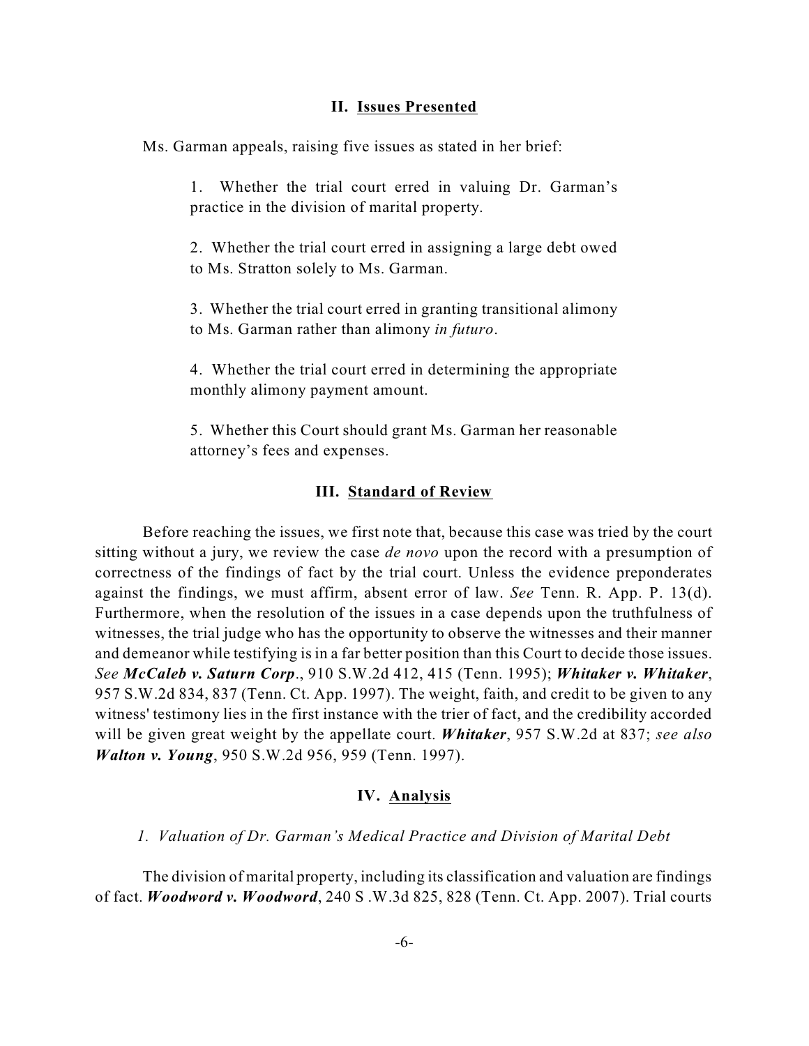## II. Issues Presented

Ms. Garman appeals, raising five issues as stated in her brief:

> 1. Whether the trial court erred in valuing Dr. Garman's practice in the division of marital property.
>
> 2. Whether the trial court erred in assigning a large debt owed to Ms. Stratton solely to Ms. Garman.
>
> 3. Whether the trial court erred in granting transitional alimony to Ms. Garman rather than alimony *in futuro*.
>
> 4. Whether the trial court erred in determining the appropriate monthly alimony payment amount.
>
> 5. Whether this Court should grant Ms. Garman her reasonable attorney's fees and expenses.

## III. Standard of Review

Before reaching the issues, we first note that, because this case was tried by the court sitting without a jury, we review the case *de novo* upon the record with a presumption of correctness of the findings of fact by the trial court. Unless the evidence preponderates against the findings, we must affirm, absent error of law. *See* Tenn. R. App. P. 13(d). Furthermore, when the resolution of the issues in a case depends upon the truthfulness of witnesses, the trial judge who has the opportunity to observe the witnesses and their manner and demeanor while testifying is in a far better position than this Court to decide those issues. *See **McCaleb v. Saturn Corp***., 910 S.W.2d 412, 415 (Tenn. 1995); ***Whitaker v. Whitaker***, 957 S.W.2d 834, 837 (Tenn. Ct. App. 1997). The weight, faith, and credit to be given to any witness' testimony lies in the first instance with the trier of fact, and the credibility accorded will be given great weight by the appellate court. ***Whitaker***, 957 S.W.2d at 837; *see also* ***Walton v. Young***, 950 S.W.2d 956, 959 (Tenn. 1997).

## IV. Analysis

### *1. Valuation of Dr. Garman's Medical Practice and Division of Marital Debt*

The division of marital property, including its classification and valuation are findings of fact. ***Woodword v. Woodword***, 240 S .W.3d 825, 828 (Tenn. Ct. App. 2007). Trial courts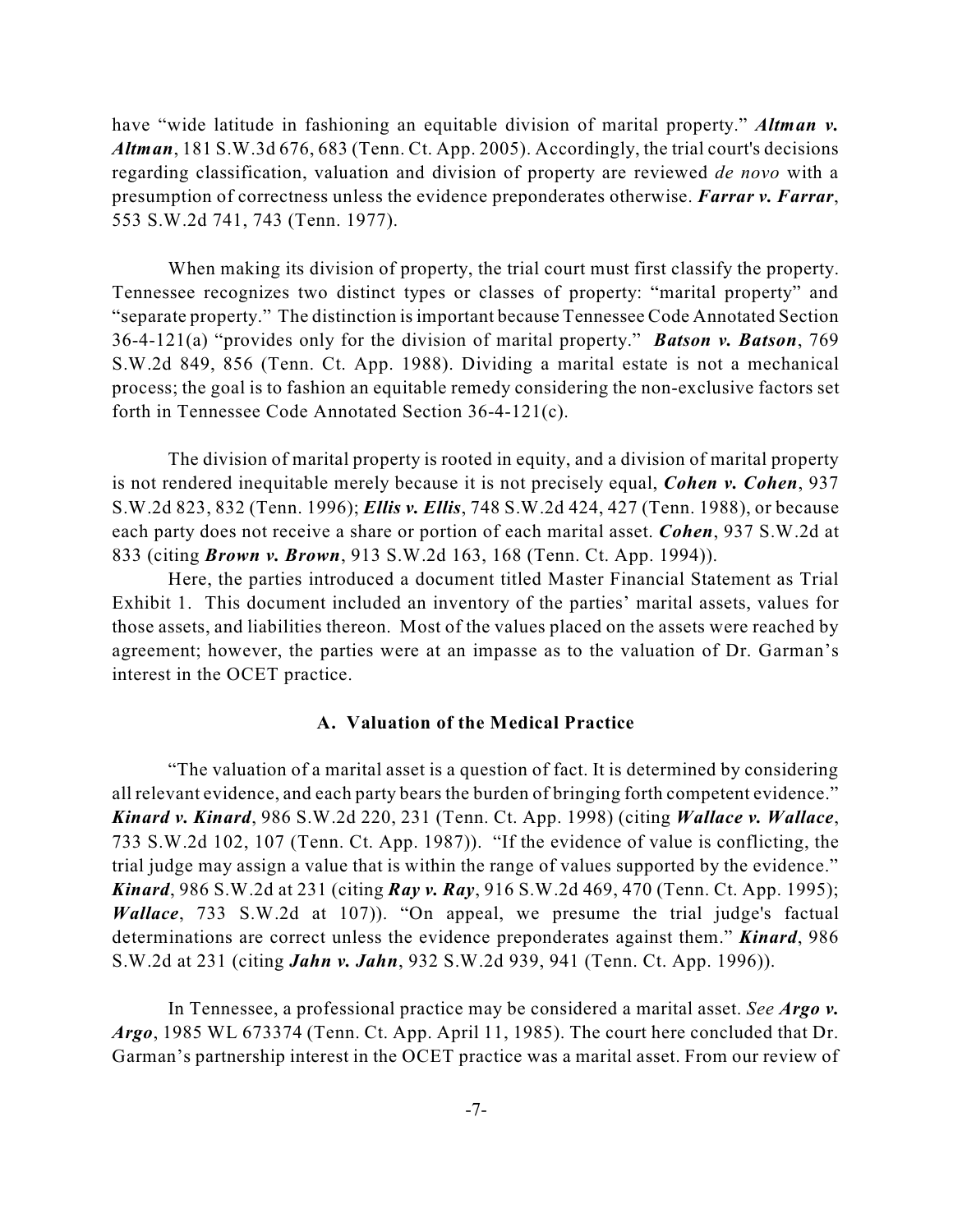have "wide latitude in fashioning an equitable division of marital property." ***Altman v. Altman***, 181 S.W.3d 676, 683 (Tenn. Ct. App. 2005). Accordingly, the trial court's decisions regarding classification, valuation and division of property are reviewed *de novo* with a presumption of correctness unless the evidence preponderates otherwise. ***Farrar v. Farrar***, 553 S.W.2d 741, 743 (Tenn. 1977).

When making its division of property, the trial court must first classify the property. Tennessee recognizes two distinct types or classes of property: "marital property" and "separate property." The distinction is important because Tennessee Code Annotated Section 36-4-121(a) "provides only for the division of marital property." ***Batson v. Batson***, 769 S.W.2d 849, 856 (Tenn. Ct. App. 1988). Dividing a marital estate is not a mechanical process; the goal is to fashion an equitable remedy considering the non-exclusive factors set forth in Tennessee Code Annotated Section 36-4-121(c).

The division of marital property is rooted in equity, and a division of marital property is not rendered inequitable merely because it is not precisely equal, ***Cohen v. Cohen***, 937 S.W.2d 823, 832 (Tenn. 1996); ***Ellis v. Ellis***, 748 S.W.2d 424, 427 (Tenn. 1988), or because each party does not receive a share or portion of each marital asset. ***Cohen***, 937 S.W.2d at 833 (citing ***Brown v. Brown***, 913 S.W.2d 163, 168 (Tenn. Ct. App. 1994)).

Here, the parties introduced a document titled Master Financial Statement as Trial Exhibit 1. This document included an inventory of the parties' marital assets, values for those assets, and liabilities thereon. Most of the values placed on the assets were reached by agreement; however, the parties were at an impasse as to the valuation of Dr. Garman's interest in the OCET practice.

### A. Valuation of the Medical Practice

"The valuation of a marital asset is a question of fact. It is determined by considering all relevant evidence, and each party bears the burden of bringing forth competent evidence." ***Kinard v. Kinard***, 986 S.W.2d 220, 231 (Tenn. Ct. App. 1998) (citing ***Wallace v. Wallace***, 733 S.W.2d 102, 107 (Tenn. Ct. App. 1987)). "If the evidence of value is conflicting, the trial judge may assign a value that is within the range of values supported by the evidence." ***Kinard***, 986 S.W.2d at 231 (citing ***Ray v. Ray***, 916 S.W.2d 469, 470 (Tenn. Ct. App. 1995); ***Wallace***, 733 S.W.2d at 107)). "On appeal, we presume the trial judge's factual determinations are correct unless the evidence preponderates against them." ***Kinard***, 986 S.W.2d at 231 (citing ***Jahn v. Jahn***, 932 S.W.2d 939, 941 (Tenn. Ct. App. 1996)).

In Tennessee, a professional practice may be considered a marital asset. *See* ***Argo v. Argo***, 1985 WL 673374 (Tenn. Ct. App. April 11, 1985). The court here concluded that Dr. Garman's partnership interest in the OCET practice was a marital asset. From our review of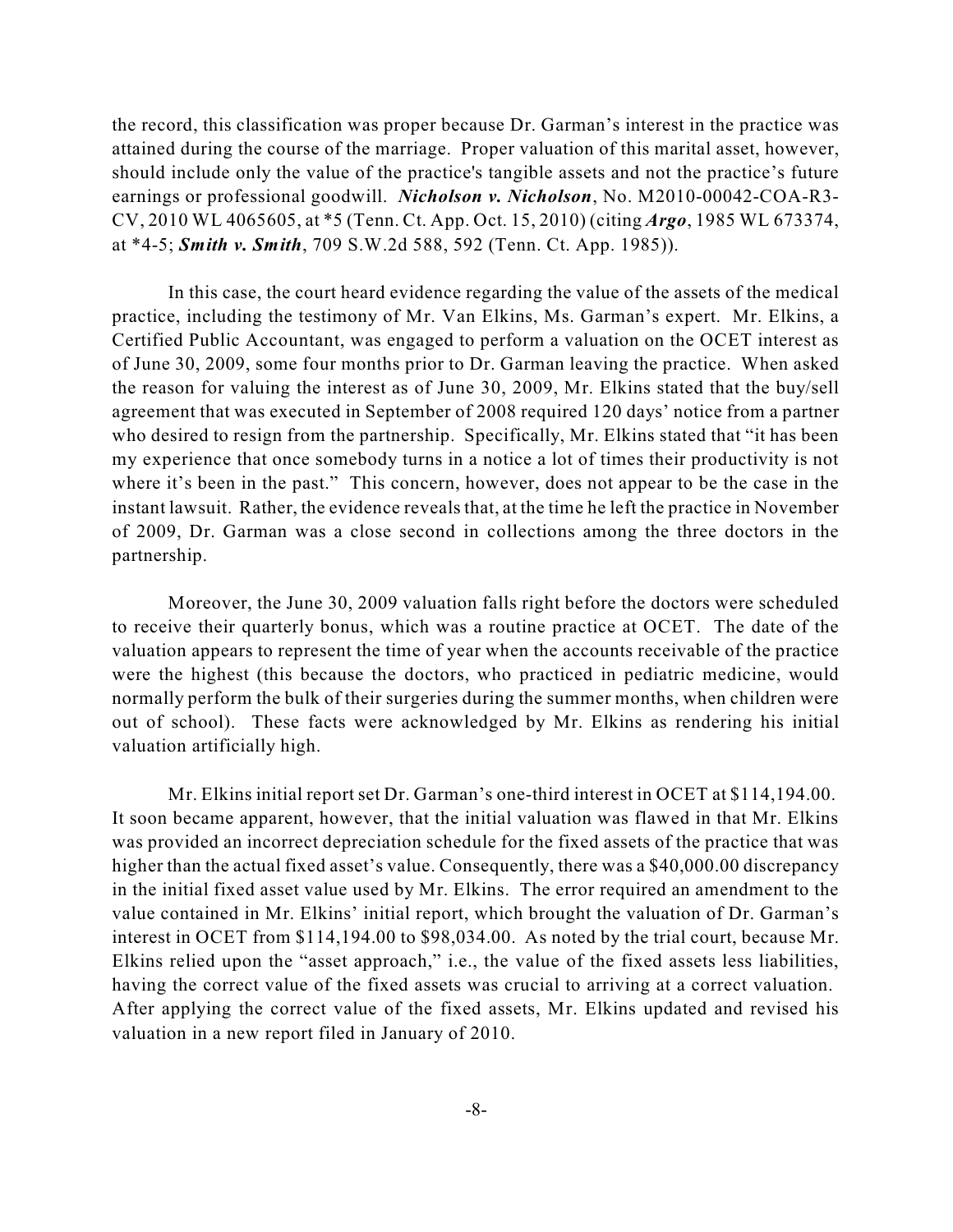the record, this classification was proper because Dr. Garman's interest in the practice was attained during the course of the marriage. Proper valuation of this marital asset, however, should include only the value of the practice's tangible assets and not the practice's future earnings or professional goodwill. ***Nicholson v. Nicholson***, No. M2010-00042-COA-R3-CV, 2010 WL 4065605, at *5 (Tenn. Ct. App. Oct. 15, 2010) (citing ***Argo***, 1985 WL 673374, at *4-5; ***Smith v. Smith***, 709 S.W.2d 588, 592 (Tenn. Ct. App. 1985)).

In this case, the court heard evidence regarding the value of the assets of the medical practice, including the testimony of Mr. Van Elkins, Ms. Garman's expert. Mr. Elkins, a Certified Public Accountant, was engaged to perform a valuation on the OCET interest as of June 30, 2009, some four months prior to Dr. Garman leaving the practice. When asked the reason for valuing the interest as of June 30, 2009, Mr. Elkins stated that the buy/sell agreement that was executed in September of 2008 required 120 days' notice from a partner who desired to resign from the partnership. Specifically, Mr. Elkins stated that "it has been my experience that once somebody turns in a notice a lot of times their productivity is not where it's been in the past." This concern, however, does not appear to be the case in the instant lawsuit. Rather, the evidence reveals that, at the time he left the practice in November of 2009, Dr. Garman was a close second in collections among the three doctors in the partnership.

Moreover, the June 30, 2009 valuation falls right before the doctors were scheduled to receive their quarterly bonus, which was a routine practice at OCET. The date of the valuation appears to represent the time of year when the accounts receivable of the practice were the highest (this because the doctors, who practiced in pediatric medicine, would normally perform the bulk of their surgeries during the summer months, when children were out of school). These facts were acknowledged by Mr. Elkins as rendering his initial valuation artificially high.

Mr. Elkins initial report set Dr. Garman's one-third interest in OCET at $114,194.00. It soon became apparent, however, that the initial valuation was flawed in that Mr. Elkins was provided an incorrect depreciation schedule for the fixed assets of the practice that was higher than the actual fixed asset's value. Consequently, there was a $40,000.00 discrepancy in the initial fixed asset value used by Mr. Elkins. The error required an amendment to the value contained in Mr. Elkins' initial report, which brought the valuation of Dr. Garman's interest in OCET from $114,194.00 to $98,034.00. As noted by the trial court, because Mr. Elkins relied upon the "asset approach," i.e., the value of the fixed assets less liabilities, having the correct value of the fixed assets was crucial to arriving at a correct valuation. After applying the correct value of the fixed assets, Mr. Elkins updated and revised his valuation in a new report filed in January of 2010.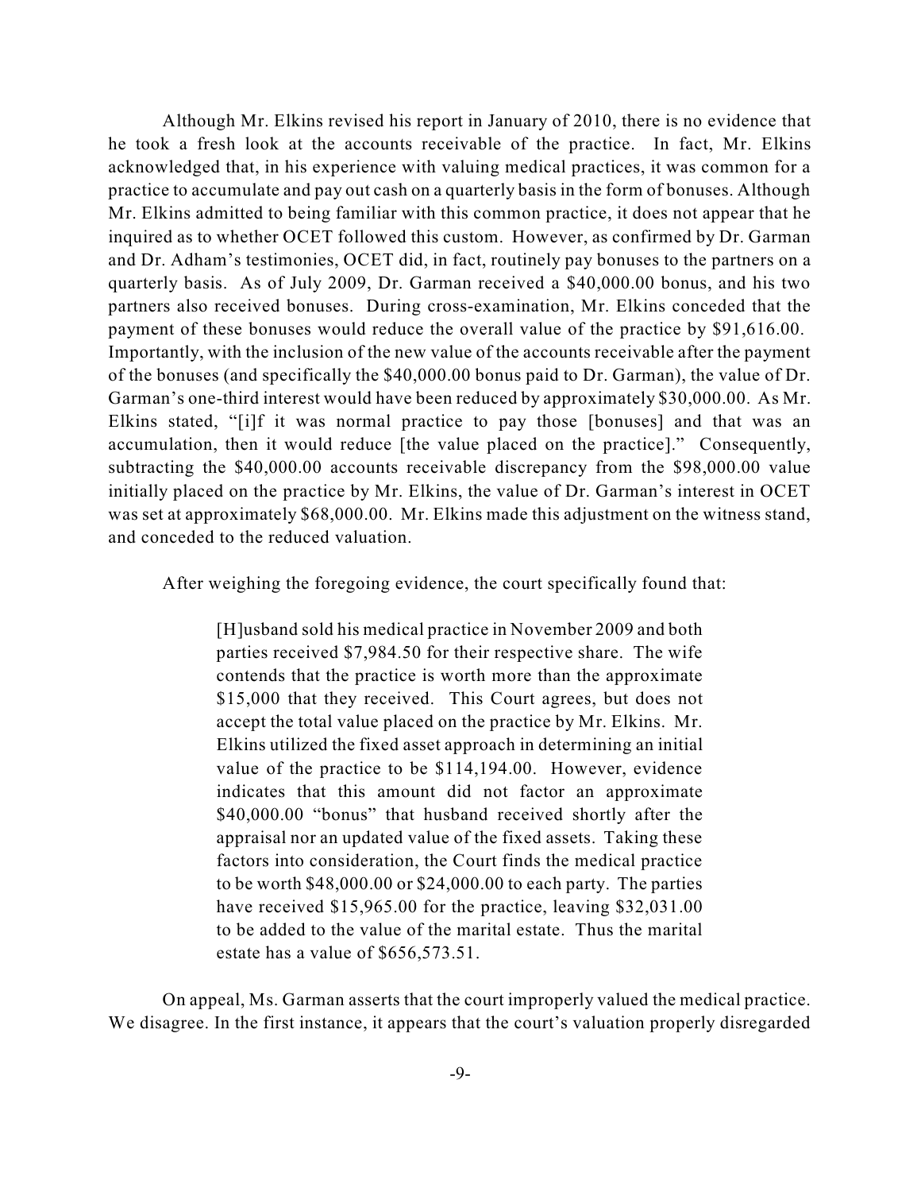Although Mr. Elkins revised his report in January of 2010, there is no evidence that he took a fresh look at the accounts receivable of the practice. In fact, Mr. Elkins acknowledged that, in his experience with valuing medical practices, it was common for a practice to accumulate and pay out cash on a quarterly basis in the form of bonuses. Although Mr. Elkins admitted to being familiar with this common practice, it does not appear that he inquired as to whether OCET followed this custom. However, as confirmed by Dr. Garman and Dr. Adham's testimonies, OCET did, in fact, routinely pay bonuses to the partners on a quarterly basis. As of July 2009, Dr. Garman received a $40,000.00 bonus, and his two partners also received bonuses. During cross-examination, Mr. Elkins conceded that the payment of these bonuses would reduce the overall value of the practice by $91,616.00. Importantly, with the inclusion of the new value of the accounts receivable after the payment of the bonuses (and specifically the $40,000.00 bonus paid to Dr. Garman), the value of Dr. Garman's one-third interest would have been reduced by approximately $30,000.00. As Mr. Elkins stated, "[i]f it was normal practice to pay those [bonuses] and that was an accumulation, then it would reduce [the value placed on the practice]." Consequently, subtracting the $40,000.00 accounts receivable discrepancy from the $98,000.00 value initially placed on the practice by Mr. Elkins, the value of Dr. Garman's interest in OCET was set at approximately $68,000.00. Mr. Elkins made this adjustment on the witness stand, and conceded to the reduced valuation.

After weighing the foregoing evidence, the court specifically found that:

> [H]usband sold his medical practice in November 2009 and both parties received $7,984.50 for their respective share. The wife contends that the practice is worth more than the approximate $15,000 that they received. This Court agrees, but does not accept the total value placed on the practice by Mr. Elkins. Mr. Elkins utilized the fixed asset approach in determining an initial value of the practice to be $114,194.00. However, evidence indicates that this amount did not factor an approximate $40,000.00 "bonus" that husband received shortly after the appraisal nor an updated value of the fixed assets. Taking these factors into consideration, the Court finds the medical practice to be worth $48,000.00 or $24,000.00 to each party. The parties have received $15,965.00 for the practice, leaving $32,031.00 to be added to the value of the marital estate. Thus the marital estate has a value of $656,573.51.

On appeal, Ms. Garman asserts that the court improperly valued the medical practice. We disagree. In the first instance, it appears that the court's valuation properly disregarded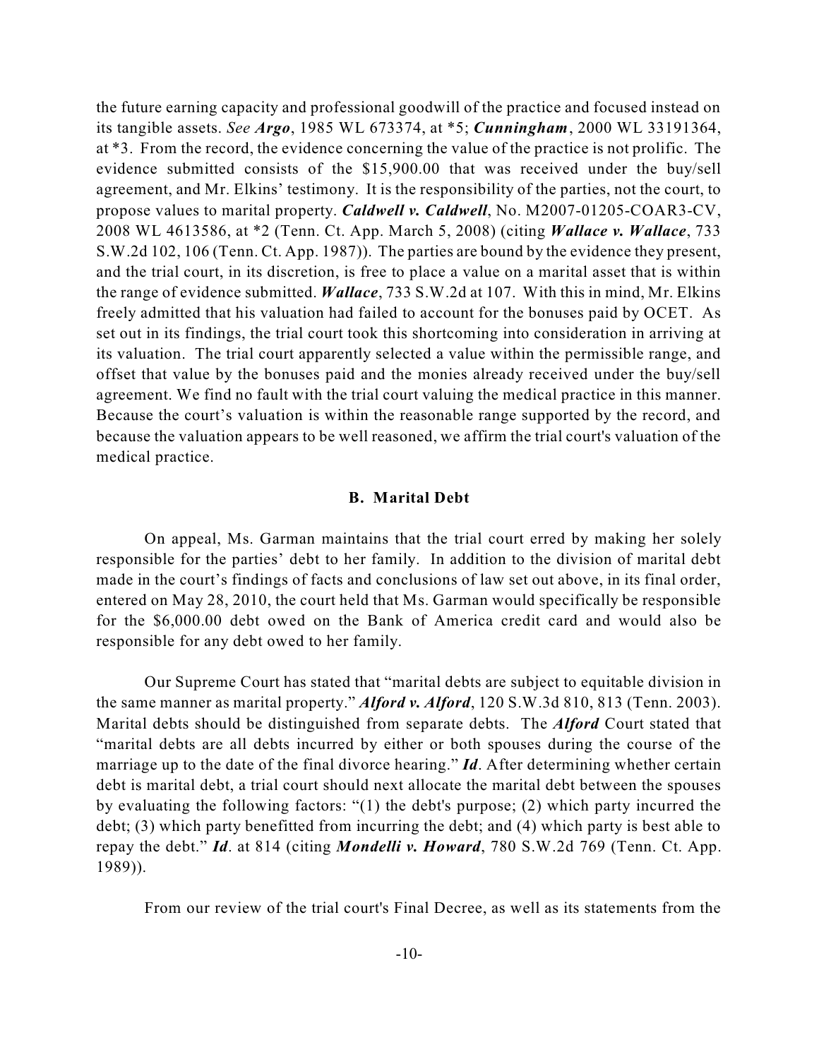the future earning capacity and professional goodwill of the practice and focused instead on its tangible assets. *See* ***Argo***, 1985 WL 673374, at *5; ***Cunningham***, 2000 WL 33191364, at *3. From the record, the evidence concerning the value of the practice is not prolific. The evidence submitted consists of the $15,900.00 that was received under the buy/sell agreement, and Mr. Elkins' testimony. It is the responsibility of the parties, not the court, to propose values to marital property. ***Caldwell v. Caldwell***, No. M2007-01205-COAR3-CV, 2008 WL 4613586, at *2 (Tenn. Ct. App. March 5, 2008) (citing ***Wallace v. Wallace***, 733 S.W.2d 102, 106 (Tenn. Ct. App. 1987)). The parties are bound by the evidence they present, and the trial court, in its discretion, is free to place a value on a marital asset that is within the range of evidence submitted. ***Wallace***, 733 S.W.2d at 107. With this in mind, Mr. Elkins freely admitted that his valuation had failed to account for the bonuses paid by OCET. As set out in its findings, the trial court took this shortcoming into consideration in arriving at its valuation. The trial court apparently selected a value within the permissible range, and offset that value by the bonuses paid and the monies already received under the buy/sell agreement. We find no fault with the trial court valuing the medical practice in this manner. Because the court's valuation is within the reasonable range supported by the record, and because the valuation appears to be well reasoned, we affirm the trial court's valuation of the medical practice.

### B. Marital Debt

On appeal, Ms. Garman maintains that the trial court erred by making her solely responsible for the parties' debt to her family. In addition to the division of marital debt made in the court's findings of facts and conclusions of law set out above, in its final order, entered on May 28, 2010, the court held that Ms. Garman would specifically be responsible for the $6,000.00 debt owed on the Bank of America credit card and would also be responsible for any debt owed to her family.

Our Supreme Court has stated that "marital debts are subject to equitable division in the same manner as marital property." ***Alford v. Alford***, 120 S.W.3d 810, 813 (Tenn. 2003). Marital debts should be distinguished from separate debts. The ***Alford*** Court stated that "marital debts are all debts incurred by either or both spouses during the course of the marriage up to the date of the final divorce hearing." ***Id***. After determining whether certain debt is marital debt, a trial court should next allocate the marital debt between the spouses by evaluating the following factors: "(1) the debt's purpose; (2) which party incurred the debt; (3) which party benefitted from incurring the debt; and (4) which party is best able to repay the debt." ***Id***. at 814 (citing ***Mondelli v. Howard***, 780 S.W.2d 769 (Tenn. Ct. App. 1989)).

From our review of the trial court's Final Decree, as well as its statements from the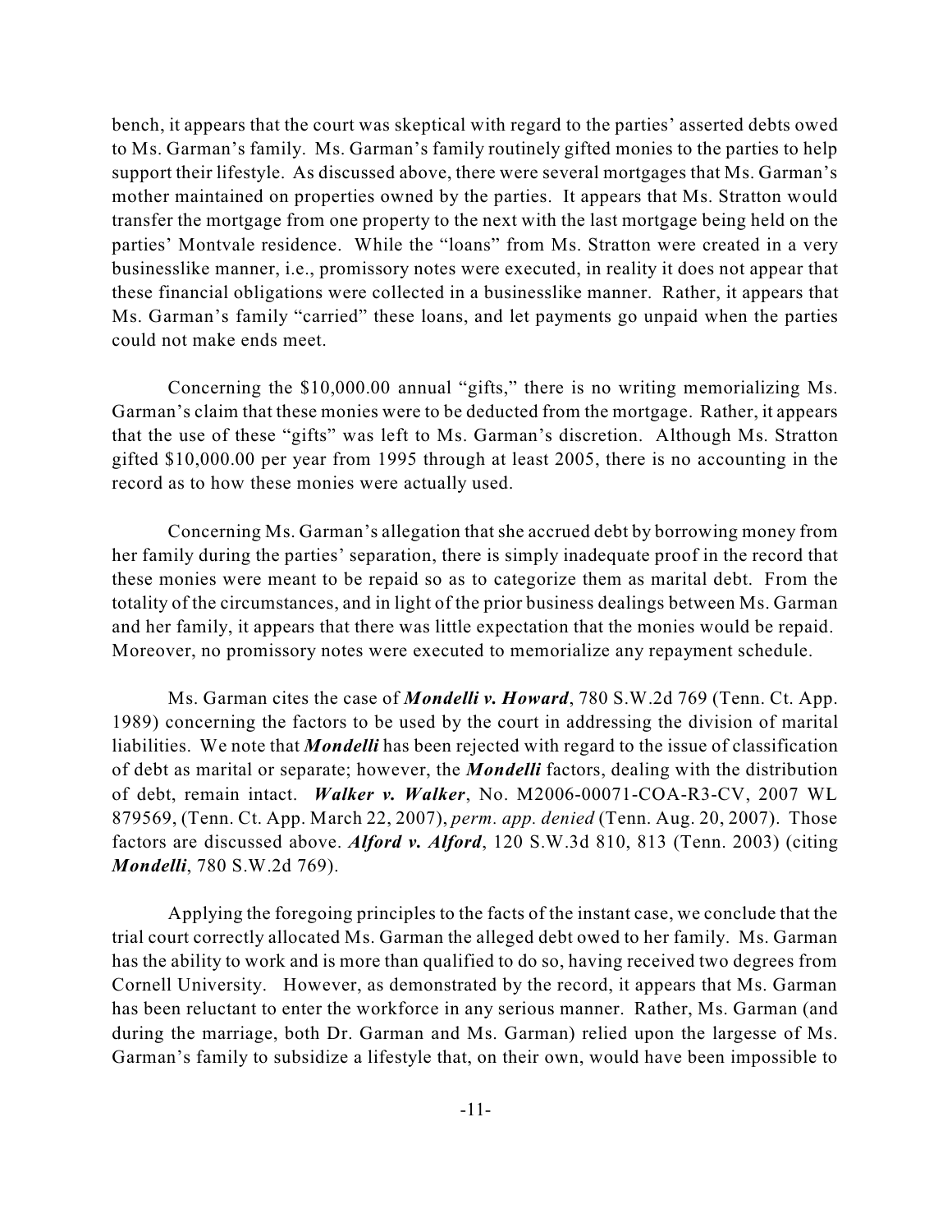bench, it appears that the court was skeptical with regard to the parties' asserted debts owed to Ms. Garman's family. Ms. Garman's family routinely gifted monies to the parties to help support their lifestyle. As discussed above, there were several mortgages that Ms. Garman's mother maintained on properties owned by the parties. It appears that Ms. Stratton would transfer the mortgage from one property to the next with the last mortgage being held on the parties' Montvale residence. While the "loans" from Ms. Stratton were created in a very businesslike manner, i.e., promissory notes were executed, in reality it does not appear that these financial obligations were collected in a businesslike manner. Rather, it appears that Ms. Garman's family "carried" these loans, and let payments go unpaid when the parties could not make ends meet.

Concerning the $10,000.00 annual "gifts," there is no writing memorializing Ms. Garman's claim that these monies were to be deducted from the mortgage. Rather, it appears that the use of these "gifts" was left to Ms. Garman's discretion. Although Ms. Stratton gifted $10,000.00 per year from 1995 through at least 2005, there is no accounting in the record as to how these monies were actually used.

Concerning Ms. Garman's allegation that she accrued debt by borrowing money from her family during the parties' separation, there is simply inadequate proof in the record that these monies were meant to be repaid so as to categorize them as marital debt. From the totality of the circumstances, and in light of the prior business dealings between Ms. Garman and her family, it appears that there was little expectation that the monies would be repaid. Moreover, no promissory notes were executed to memorialize any repayment schedule.

Ms. Garman cites the case of ***Mondelli v. Howard***, 780 S.W.2d 769 (Tenn. Ct. App. 1989) concerning the factors to be used by the court in addressing the division of marital liabilities. We note that ***Mondelli*** has been rejected with regard to the issue of classification of debt as marital or separate; however, the ***Mondelli*** factors, dealing with the distribution of debt, remain intact. ***Walker v. Walker***, No. M2006-00071-COA-R3-CV, 2007 WL 879569, (Tenn. Ct. App. March 22, 2007), *perm. app. denied* (Tenn. Aug. 20, 2007). Those factors are discussed above. ***Alford v. Alford***, 120 S.W.3d 810, 813 (Tenn. 2003) (citing ***Mondelli***, 780 S.W.2d 769).

Applying the foregoing principles to the facts of the instant case, we conclude that the trial court correctly allocated Ms. Garman the alleged debt owed to her family. Ms. Garman has the ability to work and is more than qualified to do so, having received two degrees from Cornell University. However, as demonstrated by the record, it appears that Ms. Garman has been reluctant to enter the workforce in any serious manner. Rather, Ms. Garman (and during the marriage, both Dr. Garman and Ms. Garman) relied upon the largesse of Ms. Garman's family to subsidize a lifestyle that, on their own, would have been impossible to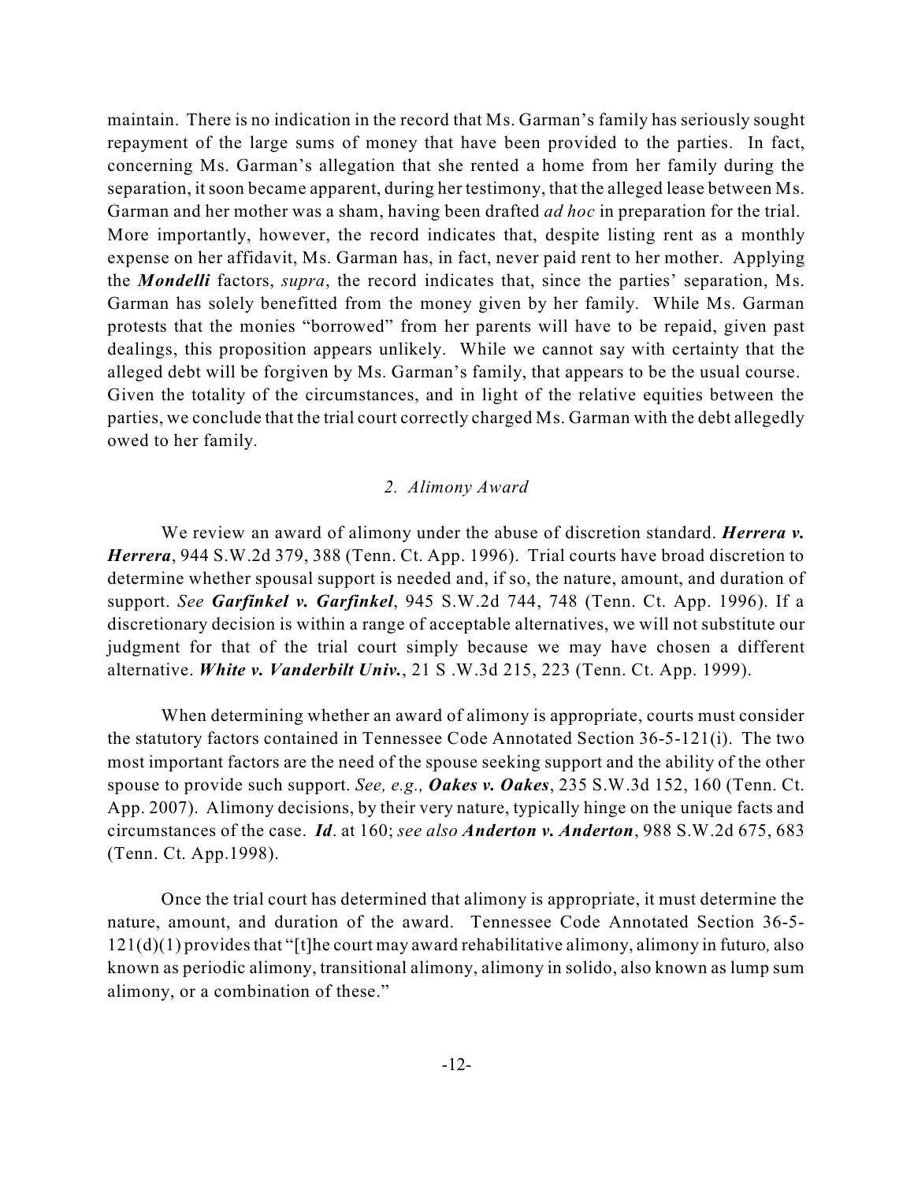maintain. There is no indication in the record that Ms. Garman's family has seriously sought repayment of the large sums of money that have been provided to the parties. In fact, concerning Ms. Garman's allegation that she rented a home from her family during the separation, it soon became apparent, during her testimony, that the alleged lease between Ms. Garman and her mother was a sham, having been drafted *ad hoc* in preparation for the trial. More importantly, however, the record indicates that, despite listing rent as a monthly expense on her affidavit, Ms. Garman has, in fact, never paid rent to her mother. Applying the ***Mondelli*** factors, *supra*, the record indicates that, since the parties' separation, Ms. Garman has solely benefitted from the money given by her family. While Ms. Garman protests that the monies "borrowed" from her parents will have to be repaid, given past dealings, this proposition appears unlikely. While we cannot say with certainty that the alleged debt will be forgiven by Ms. Garman's family, that appears to be the usual course. Given the totality of the circumstances, and in light of the relative equities between the parties, we conclude that the trial court correctly charged Ms. Garman with the debt allegedly owed to her family.

### *2. Alimony Award*

We review an award of alimony under the abuse of discretion standard. ***Herrera v. Herrera***, 944 S.W.2d 379, 388 (Tenn. Ct. App. 1996). Trial courts have broad discretion to determine whether spousal support is needed and, if so, the nature, amount, and duration of support. *See* ***Garfinkel v. Garfinkel***, 945 S.W.2d 744, 748 (Tenn. Ct. App. 1996). If a discretionary decision is within a range of acceptable alternatives, we will not substitute our judgment for that of the trial court simply because we may have chosen a different alternative. ***White v. Vanderbilt Univ.***, 21 S .W.3d 215, 223 (Tenn. Ct. App. 1999).

When determining whether an award of alimony is appropriate, courts must consider the statutory factors contained in Tennessee Code Annotated Section 36-5-121(i). The two most important factors are the need of the spouse seeking support and the ability of the other spouse to provide such support. *See, e.g.,* ***Oakes v. Oakes***, 235 S.W.3d 152, 160 (Tenn. Ct. App. 2007). Alimony decisions, by their very nature, typically hinge on the unique facts and circumstances of the case. ***Id***. at 160; *see also* ***Anderton v. Anderton***, 988 S.W.2d 675, 683 (Tenn. Ct. App.1998).

Once the trial court has determined that alimony is appropriate, it must determine the nature, amount, and duration of the award. Tennessee Code Annotated Section 36-5-121(d)(1) provides that "[t]he court may award rehabilitative alimony, alimony in futuro*,* also known as periodic alimony, transitional alimony, alimony in solido, also known as lump sum alimony, or a combination of these."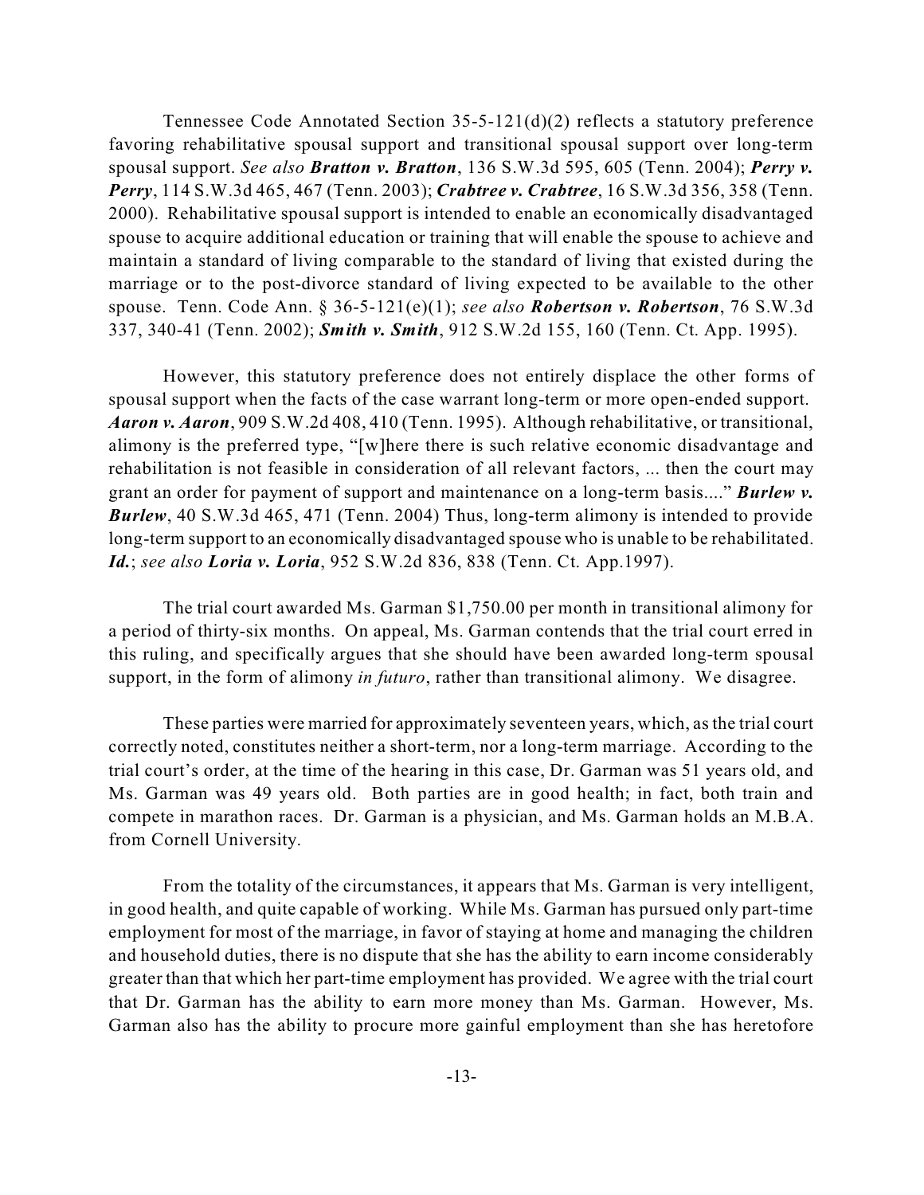Tennessee Code Annotated Section 35-5-121(d)(2) reflects a statutory preference favoring rehabilitative spousal support and transitional spousal support over long-term spousal support. *See also* ***Bratton v. Bratton***, 136 S.W.3d 595, 605 (Tenn. 2004); ***Perry v. Perry***, 114 S.W.3d 465, 467 (Tenn. 2003); ***Crabtree v. Crabtree***, 16 S.W.3d 356, 358 (Tenn. 2000). Rehabilitative spousal support is intended to enable an economically disadvantaged spouse to acquire additional education or training that will enable the spouse to achieve and maintain a standard of living comparable to the standard of living that existed during the marriage or to the post-divorce standard of living expected to be available to the other spouse. Tenn. Code Ann. § 36-5-121(e)(1); *see also* ***Robertson v. Robertson***, 76 S.W.3d 337, 340-41 (Tenn. 2002); ***Smith v. Smith***, 912 S.W.2d 155, 160 (Tenn. Ct. App. 1995).

However, this statutory preference does not entirely displace the other forms of spousal support when the facts of the case warrant long-term or more open-ended support. ***Aaron v. Aaron***, 909 S.W.2d 408, 410 (Tenn. 1995). Although rehabilitative, or transitional, alimony is the preferred type, "[w]here there is such relative economic disadvantage and rehabilitation is not feasible in consideration of all relevant factors, ... then the court may grant an order for payment of support and maintenance on a long-term basis...." ***Burlew v. Burlew***, 40 S.W.3d 465, 471 (Tenn. 2004) Thus, long-term alimony is intended to provide long-term support to an economically disadvantaged spouse who is unable to be rehabilitated. ***Id.***; *see also* ***Loria v. Loria***, 952 S.W.2d 836, 838 (Tenn. Ct. App.1997).

The trial court awarded Ms. Garman $1,750.00 per month in transitional alimony for a period of thirty-six months. On appeal, Ms. Garman contends that the trial court erred in this ruling, and specifically argues that she should have been awarded long-term spousal support, in the form of alimony *in futuro*, rather than transitional alimony. We disagree.

These parties were married for approximately seventeen years, which, as the trial court correctly noted, constitutes neither a short-term, nor a long-term marriage. According to the trial court's order, at the time of the hearing in this case, Dr. Garman was 51 years old, and Ms. Garman was 49 years old. Both parties are in good health; in fact, both train and compete in marathon races. Dr. Garman is a physician, and Ms. Garman holds an M.B.A. from Cornell University.

From the totality of the circumstances, it appears that Ms. Garman is very intelligent, in good health, and quite capable of working. While Ms. Garman has pursued only part-time employment for most of the marriage, in favor of staying at home and managing the children and household duties, there is no dispute that she has the ability to earn income considerably greater than that which her part-time employment has provided. We agree with the trial court that Dr. Garman has the ability to earn more money than Ms. Garman. However, Ms. Garman also has the ability to procure more gainful employment than she has heretofore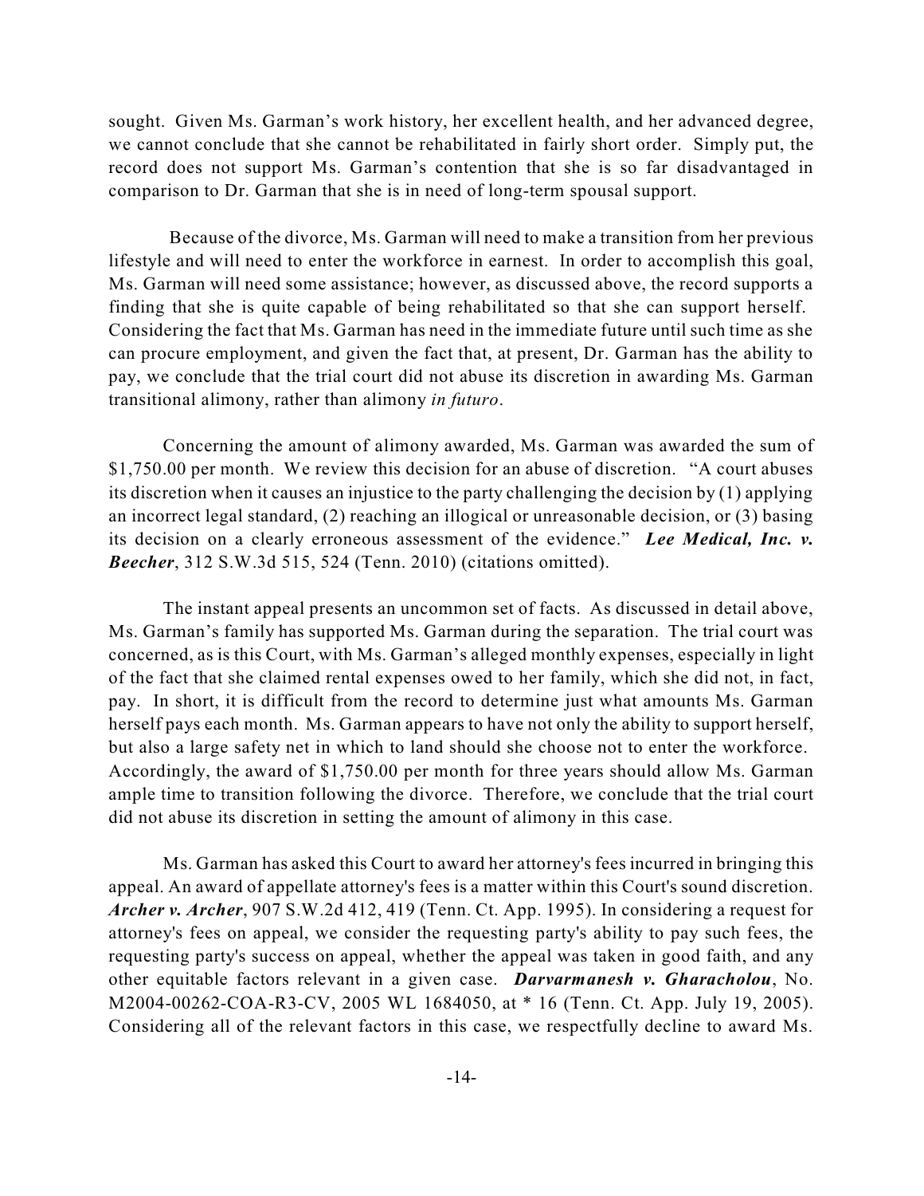sought. Given Ms. Garman's work history, her excellent health, and her advanced degree, we cannot conclude that she cannot be rehabilitated in fairly short order. Simply put, the record does not support Ms. Garman's contention that she is so far disadvantaged in comparison to Dr. Garman that she is in need of long-term spousal support.

Because of the divorce, Ms. Garman will need to make a transition from her previous lifestyle and will need to enter the workforce in earnest. In order to accomplish this goal, Ms. Garman will need some assistance; however, as discussed above, the record supports a finding that she is quite capable of being rehabilitated so that she can support herself. Considering the fact that Ms. Garman has need in the immediate future until such time as she can procure employment, and given the fact that, at present, Dr. Garman has the ability to pay, we conclude that the trial court did not abuse its discretion in awarding Ms. Garman transitional alimony, rather than alimony *in futuro*.

Concerning the amount of alimony awarded, Ms. Garman was awarded the sum of $1,750.00 per month. We review this decision for an abuse of discretion. "A court abuses its discretion when it causes an injustice to the party challenging the decision by (1) applying an incorrect legal standard, (2) reaching an illogical or unreasonable decision, or (3) basing its decision on a clearly erroneous assessment of the evidence." ***Lee Medical, Inc. v. Beecher***, 312 S.W.3d 515, 524 (Tenn. 2010) (citations omitted).

The instant appeal presents an uncommon set of facts. As discussed in detail above, Ms. Garman's family has supported Ms. Garman during the separation. The trial court was concerned, as is this Court, with Ms. Garman's alleged monthly expenses, especially in light of the fact that she claimed rental expenses owed to her family, which she did not, in fact, pay. In short, it is difficult from the record to determine just what amounts Ms. Garman herself pays each month. Ms. Garman appears to have not only the ability to support herself, but also a large safety net in which to land should she choose not to enter the workforce. Accordingly, the award of $1,750.00 per month for three years should allow Ms. Garman ample time to transition following the divorce. Therefore, we conclude that the trial court did not abuse its discretion in setting the amount of alimony in this case.

Ms. Garman has asked this Court to award her attorney's fees incurred in bringing this appeal. An award of appellate attorney's fees is a matter within this Court's sound discretion. ***Archer v. Archer***, 907 S.W.2d 412, 419 (Tenn. Ct. App. 1995). In considering a request for attorney's fees on appeal, we consider the requesting party's ability to pay such fees, the requesting party's success on appeal, whether the appeal was taken in good faith, and any other equitable factors relevant in a given case. ***Darvarmanesh v. Gharacholou***, No. M2004-00262-COA-R3-CV, 2005 WL 1684050, at * 16 (Tenn. Ct. App. July 19, 2005). Considering all of the relevant factors in this case, we respectfully decline to award Ms.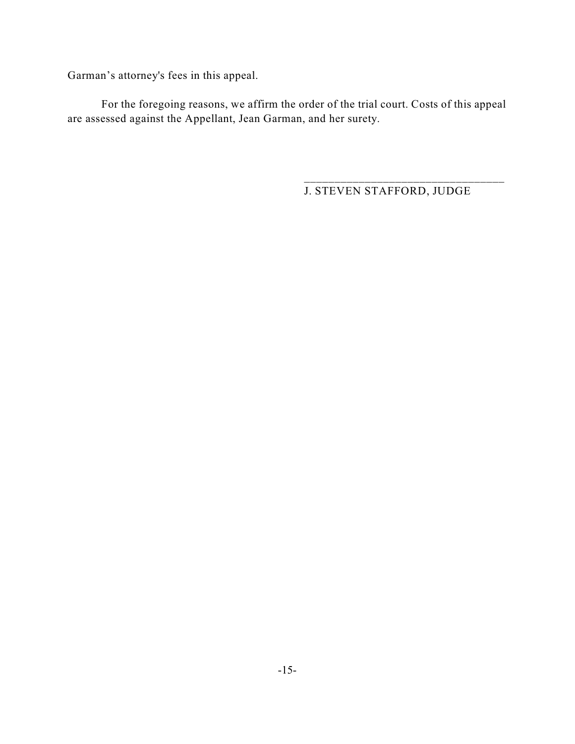Garman's attorney's fees in this appeal.

For the foregoing reasons, we affirm the order of the trial court. Costs of this appeal are assessed against the Appellant, Jean Garman, and her surety.

\_\_\_\_\_\_\_\_\_\_\_\_\_\_\_\_\_\_\_\_\_\_\_\_\_\_\_\_\_\_\_\_\_\_\_

J. STEVEN STAFFORD, JUDGE